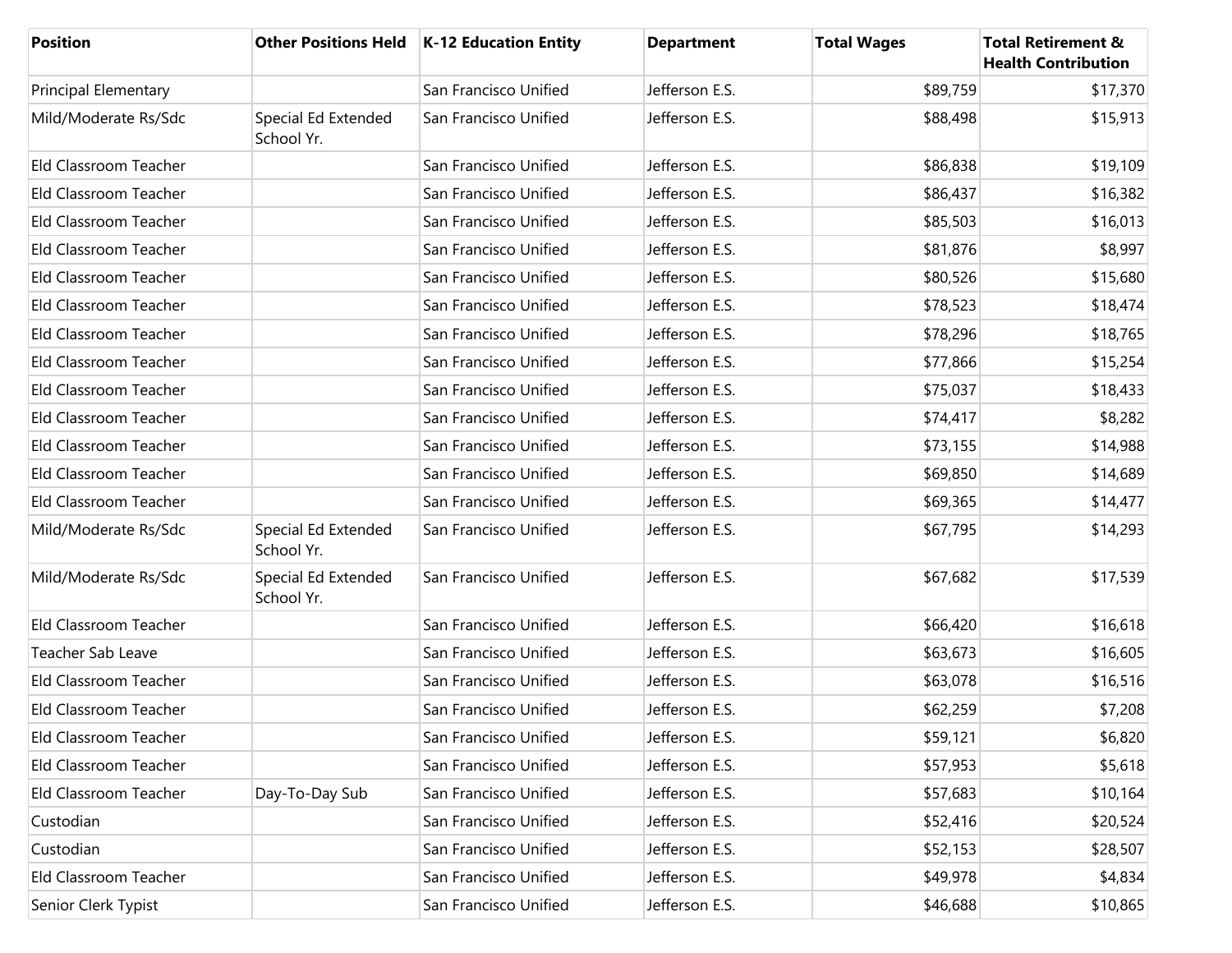| Position | Other Positions Held | K-12 Education Entity | Department | Total Wages | Total Retirement & Health Contribution |
|---|---|---|---|---|---|
| Principal Elementary | | San Francisco Unified | Jefferson E.S. | $89,759 | $17,370 |
| Mild/Moderate Rs/Sdc | Special Ed Extended School Yr. | San Francisco Unified | Jefferson E.S. | $88,498 | $15,913 |
| Eld Classroom Teacher | | San Francisco Unified | Jefferson E.S. | $86,838 | $19,109 |
| Eld Classroom Teacher | | San Francisco Unified | Jefferson E.S. | $86,437 | $16,382 |
| Eld Classroom Teacher | | San Francisco Unified | Jefferson E.S. | $85,503 | $16,013 |
| Eld Classroom Teacher | | San Francisco Unified | Jefferson E.S. | $81,876 | $8,997 |
| Eld Classroom Teacher | | San Francisco Unified | Jefferson E.S. | $80,526 | $15,680 |
| Eld Classroom Teacher | | San Francisco Unified | Jefferson E.S. | $78,523 | $18,474 |
| Eld Classroom Teacher | | San Francisco Unified | Jefferson E.S. | $78,296 | $18,765 |
| Eld Classroom Teacher | | San Francisco Unified | Jefferson E.S. | $77,866 | $15,254 |
| Eld Classroom Teacher | | San Francisco Unified | Jefferson E.S. | $75,037 | $18,433 |
| Eld Classroom Teacher | | San Francisco Unified | Jefferson E.S. | $74,417 | $8,282 |
| Eld Classroom Teacher | | San Francisco Unified | Jefferson E.S. | $73,155 | $14,988 |
| Eld Classroom Teacher | | San Francisco Unified | Jefferson E.S. | $69,850 | $14,689 |
| Eld Classroom Teacher | | San Francisco Unified | Jefferson E.S. | $69,365 | $14,477 |
| Mild/Moderate Rs/Sdc | Special Ed Extended School Yr. | San Francisco Unified | Jefferson E.S. | $67,795 | $14,293 |
| Mild/Moderate Rs/Sdc | Special Ed Extended School Yr. | San Francisco Unified | Jefferson E.S. | $67,682 | $17,539 |
| Eld Classroom Teacher | | San Francisco Unified | Jefferson E.S. | $66,420 | $16,618 |
| Teacher Sab Leave | | San Francisco Unified | Jefferson E.S. | $63,673 | $16,605 |
| Eld Classroom Teacher | | San Francisco Unified | Jefferson E.S. | $63,078 | $16,516 |
| Eld Classroom Teacher | | San Francisco Unified | Jefferson E.S. | $62,259 | $7,208 |
| Eld Classroom Teacher | | San Francisco Unified | Jefferson E.S. | $59,121 | $6,820 |
| Eld Classroom Teacher | | San Francisco Unified | Jefferson E.S. | $57,953 | $5,618 |
| Eld Classroom Teacher | Day-To-Day Sub | San Francisco Unified | Jefferson E.S. | $57,683 | $10,164 |
| Custodian | | San Francisco Unified | Jefferson E.S. | $52,416 | $20,524 |
| Custodian | | San Francisco Unified | Jefferson E.S. | $52,153 | $28,507 |
| Eld Classroom Teacher | | San Francisco Unified | Jefferson E.S. | $49,978 | $4,834 |
| Senior Clerk Typist | | San Francisco Unified | Jefferson E.S. | $46,688 | $10,865 |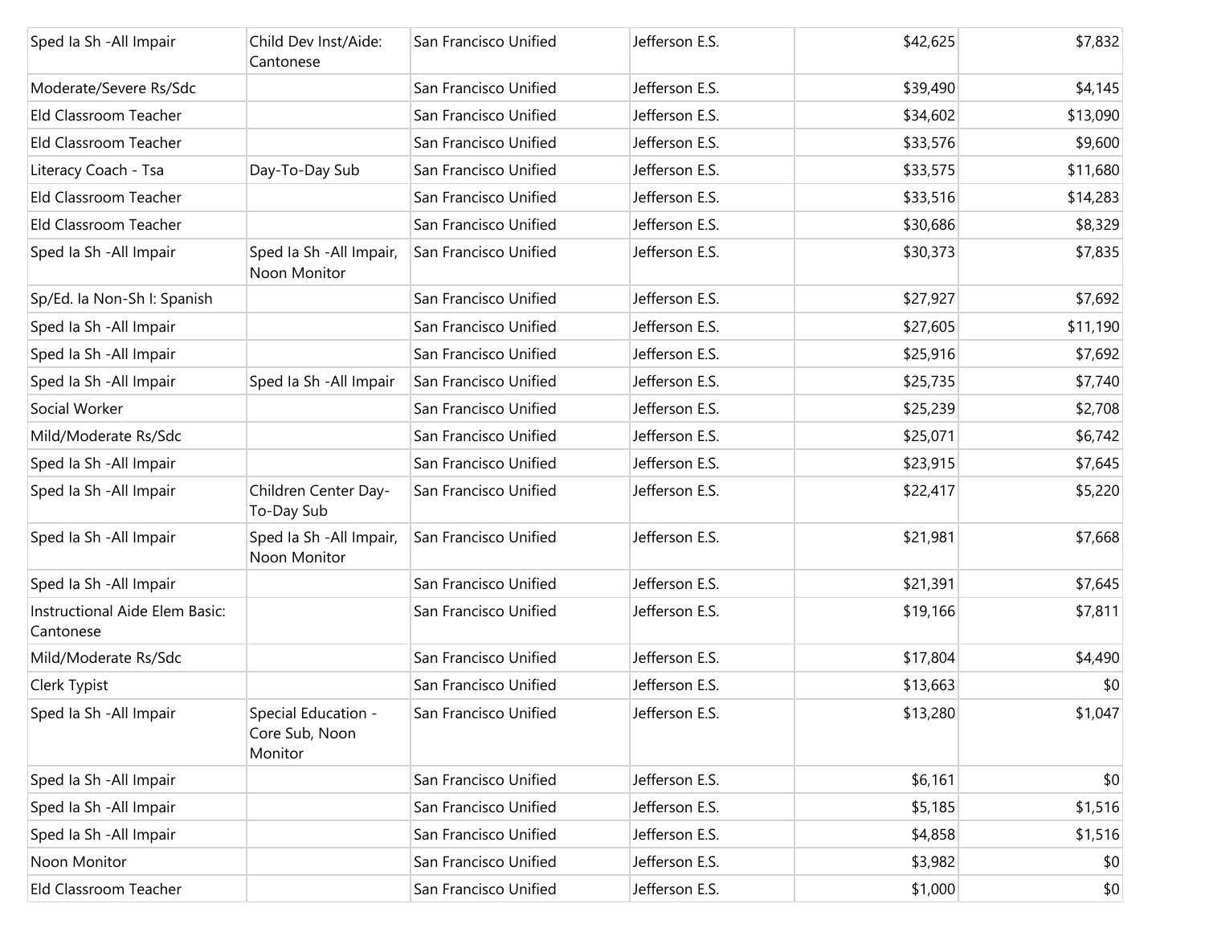| | | | | | |
|---|---|---|---|---|---|
| Sped Ia Sh -All Impair | Child Dev Inst/Aide: Cantonese | San Francisco Unified | Jefferson E.S. | $42,625 | $7,832 |
| Moderate/Severe Rs/Sdc | | San Francisco Unified | Jefferson E.S. | $39,490 | $4,145 |
| Eld Classroom Teacher | | San Francisco Unified | Jefferson E.S. | $34,602 | $13,090 |
| Eld Classroom Teacher | | San Francisco Unified | Jefferson E.S. | $33,576 | $9,600 |
| Literacy Coach - Tsa | Day-To-Day Sub | San Francisco Unified | Jefferson E.S. | $33,575 | $11,680 |
| Eld Classroom Teacher | | San Francisco Unified | Jefferson E.S. | $33,516 | $14,283 |
| Eld Classroom Teacher | | San Francisco Unified | Jefferson E.S. | $30,686 | $8,329 |
| Sped Ia Sh -All Impair | Sped Ia Sh -All Impair, Noon Monitor | San Francisco Unified | Jefferson E.S. | $30,373 | $7,835 |
| Sp/Ed. Ia Non-Sh I: Spanish | | San Francisco Unified | Jefferson E.S. | $27,927 | $7,692 |
| Sped Ia Sh -All Impair | | San Francisco Unified | Jefferson E.S. | $27,605 | $11,190 |
| Sped Ia Sh -All Impair | | San Francisco Unified | Jefferson E.S. | $25,916 | $7,692 |
| Sped Ia Sh -All Impair | Sped Ia Sh -All Impair | San Francisco Unified | Jefferson E.S. | $25,735 | $7,740 |
| Social Worker | | San Francisco Unified | Jefferson E.S. | $25,239 | $2,708 |
| Mild/Moderate Rs/Sdc | | San Francisco Unified | Jefferson E.S. | $25,071 | $6,742 |
| Sped Ia Sh -All Impair | | San Francisco Unified | Jefferson E.S. | $23,915 | $7,645 |
| Sped Ia Sh -All Impair | Children Center Day-To-Day Sub | San Francisco Unified | Jefferson E.S. | $22,417 | $5,220 |
| Sped Ia Sh -All Impair | Sped Ia Sh -All Impair, Noon Monitor | San Francisco Unified | Jefferson E.S. | $21,981 | $7,668 |
| Sped Ia Sh -All Impair | | San Francisco Unified | Jefferson E.S. | $21,391 | $7,645 |
| Instructional Aide Elem Basic: Cantonese | | San Francisco Unified | Jefferson E.S. | $19,166 | $7,811 |
| Mild/Moderate Rs/Sdc | | San Francisco Unified | Jefferson E.S. | $17,804 | $4,490 |
| Clerk Typist | | San Francisco Unified | Jefferson E.S. | $13,663 | $0 |
| Sped Ia Sh -All Impair | Special Education - Core Sub, Noon Monitor | San Francisco Unified | Jefferson E.S. | $13,280 | $1,047 |
| Sped Ia Sh -All Impair | | San Francisco Unified | Jefferson E.S. | $6,161 | $0 |
| Sped Ia Sh -All Impair | | San Francisco Unified | Jefferson E.S. | $5,185 | $1,516 |
| Sped Ia Sh -All Impair | | San Francisco Unified | Jefferson E.S. | $4,858 | $1,516 |
| Noon Monitor | | San Francisco Unified | Jefferson E.S. | $3,982 | $0 |
| Eld Classroom Teacher | | San Francisco Unified | Jefferson E.S. | $1,000 | $0 |